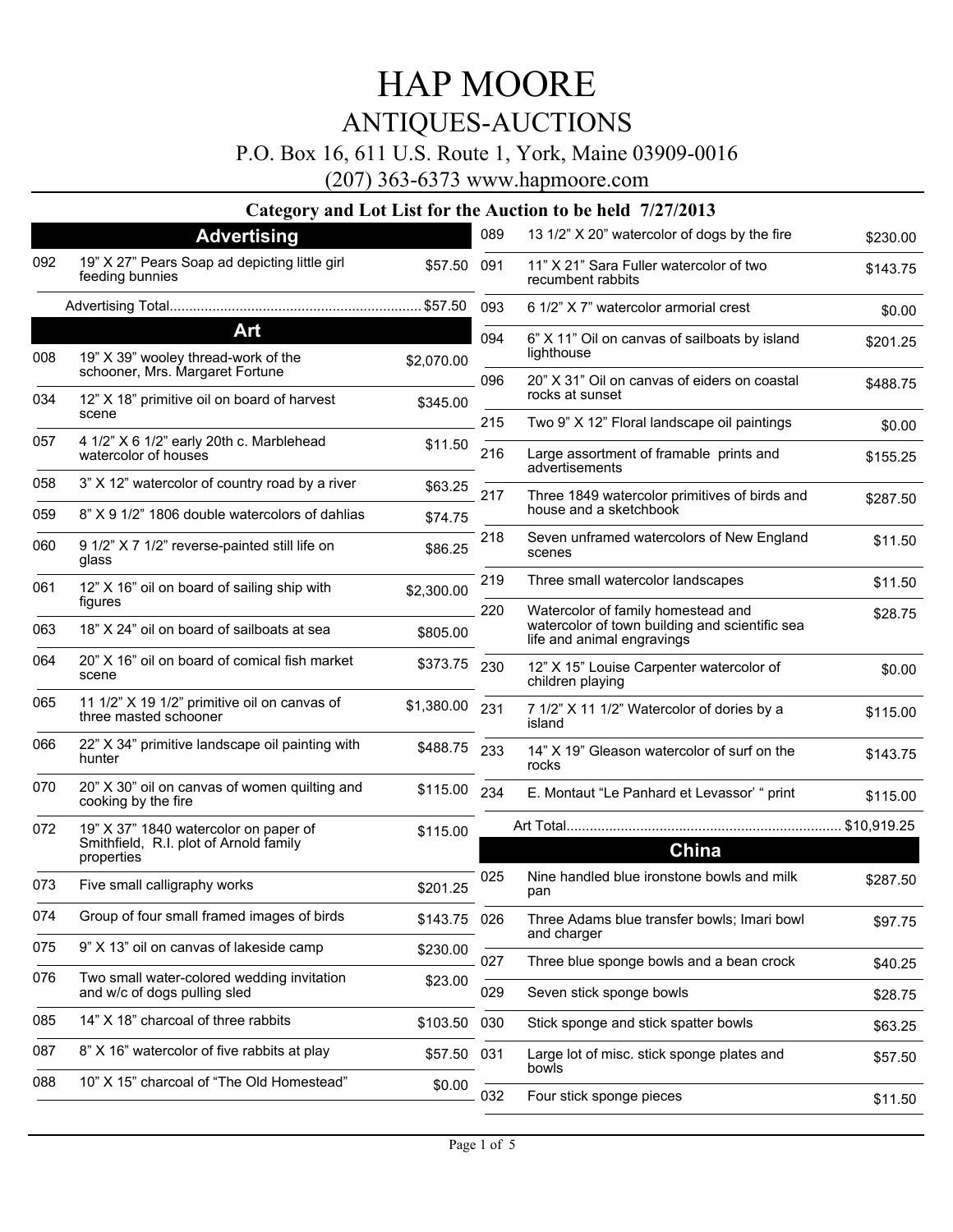# HAP MOORE

## ANTIQUES-AUCTIONS

P.O. Box 16, 611 U.S. Route 1, York, Maine 03909-0016

(207) 363-6373 www.hapmoore.com

### Category and Lot List for the Auction to be held 7/27/2013

## Advertising

| Lot | Description | Price |
|---|---|---|
| 092 | 19" X 27" Pears Soap ad depicting little girl feeding bunnies | $57.50 |

Advertising Total.................................................................. $57.50

## Art

| Lot | Description | Price |
|---|---|---|
| 008 | 19" X 39" wooley thread-work of the schooner, Mrs. Margaret Fortune | $2,070.00 |
| 034 | 12" X 18" primitive oil on board of harvest scene | $345.00 |
| 057 | 4 1/2" X 6 1/2" early 20th c. Marblehead watercolor of houses | $11.50 |
| 058 | 3" X 12" watercolor of country road by a river | $63.25 |
| 059 | 8" X 9 1/2" 1806 double watercolors of dahlias | $74.75 |
| 060 | 9 1/2" X 7 1/2" reverse-painted still life on glass | $86.25 |
| 061 | 12" X 16" oil on board of sailing ship with figures | $2,300.00 |
| 063 | 18" X 24" oil on board of sailboats at sea | $805.00 |
| 064 | 20" X 16" oil on board of comical fish market scene | $373.75 |
| 065 | 11 1/2" X 19 1/2" primitive oil on canvas of three masted schooner | $1,380.00 |
| 066 | 22" X 34" primitive landscape oil painting with hunter | $488.75 |
| 070 | 20" X 30" oil on canvas of women quilting and cooking by the fire | $115.00 |
| 072 | 19" X 37" 1840 watercolor on paper of Smithfield, R.I. plot of Arnold family properties | $115.00 |
| 073 | Five small calligraphy works | $201.25 |
| 074 | Group of four small framed images of birds | $143.75 |
| 075 | 9" X 13" oil on canvas of lakeside camp | $230.00 |
| 076 | Two small water-colored wedding invitation and w/c of dogs pulling sled | $23.00 |
| 085 | 14" X 18" charcoal of three rabbits | $103.50 |
| 087 | 8" X 16" watercolor of five rabbits at play | $57.50 |
| 088 | 10" X 15" charcoal of "The Old Homestead" | $0.00 |
| 089 | 13 1/2" X 20" watercolor of dogs by the fire | $230.00 |
| 091 | 11" X 21" Sara Fuller watercolor of two recumbent rabbits | $143.75 |
| 093 | 6 1/2" X 7" watercolor armorial crest | $0.00 |
| 094 | 6" X 11" Oil on canvas of sailboats by island lighthouse | $201.25 |
| 096 | 20" X 31" Oil on canvas of eiders on coastal rocks at sunset | $488.75 |
| 215 | Two 9" X 12" Floral landscape oil paintings | $0.00 |
| 216 | Large assortment of framable prints and advertisements | $155.25 |
| 217 | Three 1849 watercolor primitives of birds and house and a sketchbook | $287.50 |
| 218 | Seven unframed watercolors of New England scenes | $11.50 |
| 219 | Three small watercolor landscapes | $11.50 |
| 220 | Watercolor of family homestead and watercolor of town building and scientific sea life and animal engravings | $28.75 |
| 230 | 12" X 15" Louise Carpenter watercolor of children playing | $0.00 |
| 231 | 7 1/2" X 11 1/2" Watercolor of dories by a island | $115.00 |
| 233 | 14" X 19" Gleason watercolor of surf on the rocks | $143.75 |
| 234 | E. Montaut "Le Panhard et Levassor' " print | $115.00 |

Art Total...................................................................... $10,919.25

## China

| Lot | Description | Price |
|---|---|---|
| 025 | Nine handled blue ironstone bowls and milk pan | $287.50 |
| 026 | Three Adams blue transfer bowls; Imari bowl and charger | $97.75 |
| 027 | Three blue sponge bowls and a bean crock | $40.25 |
| 029 | Seven stick sponge bowls | $28.75 |
| 030 | Stick sponge and stick spatter bowls | $63.25 |
| 031 | Large lot of misc. stick sponge plates and bowls | $57.50 |
| 032 | Four stick sponge pieces | $11.50 |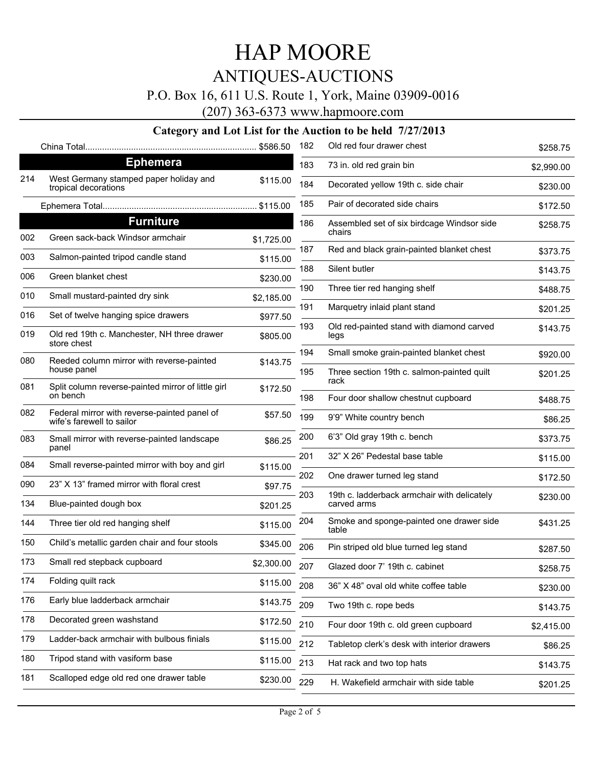# HAP MOORE

## ANTIQUES-AUCTIONS

P.O. Box 16, 611 U.S. Route 1, York, Maine 03909-0016

(207) 363-6373 www.hapmoore.com

### Category and Lot List for the Auction to be held 7/27/2013

China Total....................................................................... $586.50

## Ephemera

| Lot | Description | Price |
|---|---|---|
| 214 | West Germany stamped paper holiday and tropical decorations | $115.00 |

Ephemera Total............................................................... $115.00

## Furniture

| Lot | Description | Price |
|---|---|---|
| 002 | Green sack-back Windsor armchair | $1,725.00 |
| 003 | Salmon-painted tripod candle stand | $115.00 |
| 006 | Green blanket chest | $230.00 |
| 010 | Small mustard-painted dry sink | $2,185.00 |
| 016 | Set of twelve hanging spice drawers | $977.50 |
| 019 | Old red 19th c. Manchester, NH three drawer store chest | $805.00 |
| 080 | Reeded column mirror with reverse-painted house panel | $143.75 |
| 081 | Split column reverse-painted mirror of little girl on bench | $172.50 |
| 082 | Federal mirror with reverse-painted panel of wife's farewell to sailor | $57.50 |
| 083 | Small mirror with reverse-painted landscape panel | $86.25 |
| 084 | Small reverse-painted mirror with boy and girl | $115.00 |
| 090 | 23" X 13" framed mirror with floral crest | $97.75 |
| 134 | Blue-painted dough box | $201.25 |
| 144 | Three tier old red hanging shelf | $115.00 |
| 150 | Child's metallic garden chair and four stools | $345.00 |
| 173 | Small red stepback cupboard | $2,300.00 |
| 174 | Folding quilt rack | $115.00 |
| 176 | Early blue ladderback armchair | $143.75 |
| 178 | Decorated green washstand | $172.50 |
| 179 | Ladder-back armchair with bulbous finials | $115.00 |
| 180 | Tripod stand with vasiform base | $115.00 |
| 181 | Scalloped edge old red one drawer table | $230.00 |
| 182 | Old red four drawer chest | $258.75 |
| 183 | 73 in. old red grain bin | $2,990.00 |
| 184 | Decorated yellow 19th c. side chair | $230.00 |
| 185 | Pair of decorated side chairs | $172.50 |
| 186 | Assembled set of six birdcage Windsor side chairs | $258.75 |
| 187 | Red and black grain-painted blanket chest | $373.75 |
| 188 | Silent butler | $143.75 |
| 190 | Three tier red hanging shelf | $488.75 |
| 191 | Marquetry inlaid plant stand | $201.25 |
| 193 | Old red-painted stand with diamond carved legs | $143.75 |
| 194 | Small smoke grain-painted blanket chest | $920.00 |
| 195 | Three section 19th c. salmon-painted quilt rack | $201.25 |
| 198 | Four door shallow chestnut cupboard | $488.75 |
| 199 | 9'9" White country bench | $86.25 |
| 200 | 6'3" Old gray 19th c. bench | $373.75 |
| 201 | 32" X 26" Pedestal base table | $115.00 |
| 202 | One drawer turned leg stand | $172.50 |
| 203 | 19th c. ladderback armchair with delicately carved arms | $230.00 |
| 204 | Smoke and sponge-painted one drawer side table | $431.25 |
| 206 | Pin striped old blue turned leg stand | $287.50 |
| 207 | Glazed door 7' 19th c. cabinet | $258.75 |
| 208 | 36" X 48" oval old white coffee table | $230.00 |
| 209 | Two 19th c. rope beds | $143.75 |
| 210 | Four door 19th c. old green cupboard | $2,415.00 |
| 212 | Tabletop clerk's desk with interior drawers | $86.25 |
| 213 | Hat rack and two top hats | $143.75 |
| 229 | H. Wakefield armchair with side table | $201.25 |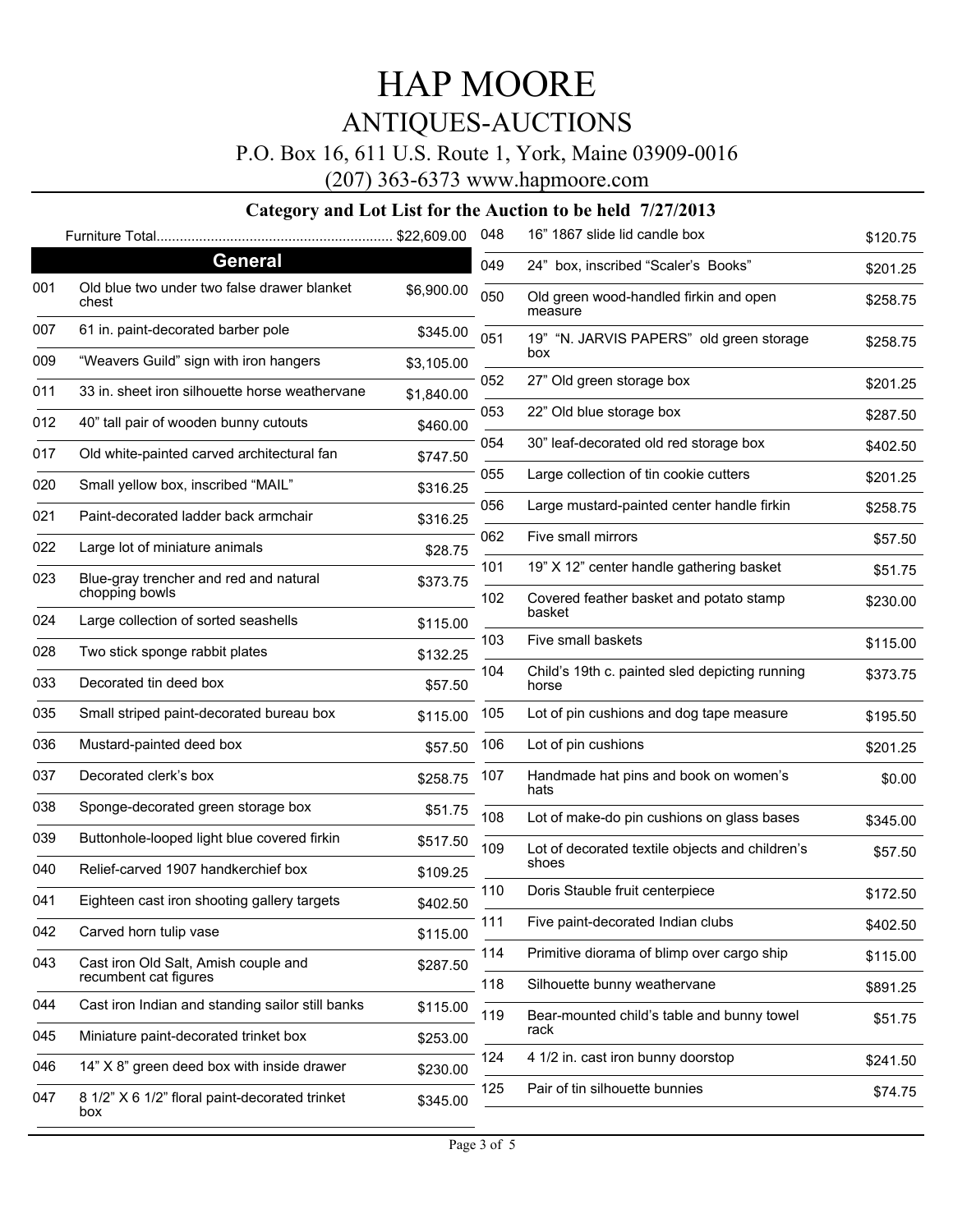# HAP MOORE

## ANTIQUES-AUCTIONS

P.O. Box 16, 611 U.S. Route 1, York, Maine 03909-0016

(207) 363-6373 www.hapmoore.com

### Category and Lot List for the Auction to be held 7/27/2013

Furniture Total............................................................ $22,609.00

**General**

| Lot | Description | Price |
|---|---|---|
| 001 | Old blue two under two false drawer blanket chest | $6,900.00 |
| 007 | 61 in. paint-decorated barber pole | $345.00 |
| 009 | "Weavers Guild" sign with iron hangers | $3,105.00 |
| 011 | 33 in. sheet iron silhouette horse weathervane | $1,840.00 |
| 012 | 40" tall pair of wooden bunny cutouts | $460.00 |
| 017 | Old white-painted carved architectural fan | $747.50 |
| 020 | Small yellow box, inscribed "MAIL" | $316.25 |
| 021 | Paint-decorated ladder back armchair | $316.25 |
| 022 | Large lot of miniature animals | $28.75 |
| 023 | Blue-gray trencher and red and natural chopping bowls | $373.75 |
| 024 | Large collection of sorted seashells | $115.00 |
| 028 | Two stick sponge rabbit plates | $132.25 |
| 033 | Decorated tin deed box | $57.50 |
| 035 | Small striped paint-decorated bureau box | $115.00 |
| 036 | Mustard-painted deed box | $57.50 |
| 037 | Decorated clerk's box | $258.75 |
| 038 | Sponge-decorated green storage box | $51.75 |
| 039 | Buttonhole-looped light blue covered firkin | $517.50 |
| 040 | Relief-carved 1907 handkerchief box | $109.25 |
| 041 | Eighteen cast iron shooting gallery targets | $402.50 |
| 042 | Carved horn tulip vase | $115.00 |
| 043 | Cast iron Old Salt, Amish couple and recumbent cat figures | $287.50 |
| 044 | Cast iron Indian and standing sailor still banks | $115.00 |
| 045 | Miniature paint-decorated trinket box | $253.00 |
| 046 | 14" X 8" green deed box with inside drawer | $230.00 |
| 047 | 8 1/2" X 6 1/2" floral paint-decorated trinket box | $345.00 |
| 048 | 16" 1867 slide lid candle box | $120.75 |
| 049 | 24" box, inscribed "Scaler's Books" | $201.25 |
| 050 | Old green wood-handled firkin and open measure | $258.75 |
| 051 | 19" "N. JARVIS PAPERS" old green storage box | $258.75 |
| 052 | 27" Old green storage box | $201.25 |
| 053 | 22" Old blue storage box | $287.50 |
| 054 | 30" leaf-decorated old red storage box | $402.50 |
| 055 | Large collection of tin cookie cutters | $201.25 |
| 056 | Large mustard-painted center handle firkin | $258.75 |
| 062 | Five small mirrors | $57.50 |
| 101 | 19" X 12" center handle gathering basket | $51.75 |
| 102 | Covered feather basket and potato stamp basket | $230.00 |
| 103 | Five small baskets | $115.00 |
| 104 | Child's 19th c. painted sled depicting running horse | $373.75 |
| 105 | Lot of pin cushions and dog tape measure | $195.50 |
| 106 | Lot of pin cushions | $201.25 |
| 107 | Handmade hat pins and book on women's hats | $0.00 |
| 108 | Lot of make-do pin cushions on glass bases | $345.00 |
| 109 | Lot of decorated textile objects and children's shoes | $57.50 |
| 110 | Doris Stauble fruit centerpiece | $172.50 |
| 111 | Five paint-decorated Indian clubs | $402.50 |
| 114 | Primitive diorama of blimp over cargo ship | $115.00 |
| 118 | Silhouette bunny weathervane | $891.25 |
| 119 | Bear-mounted child's table and bunny towel rack | $51.75 |
| 124 | 4 1/2 in. cast iron bunny doorstop | $241.50 |
| 125 | Pair of tin silhouette bunnies | $74.75 |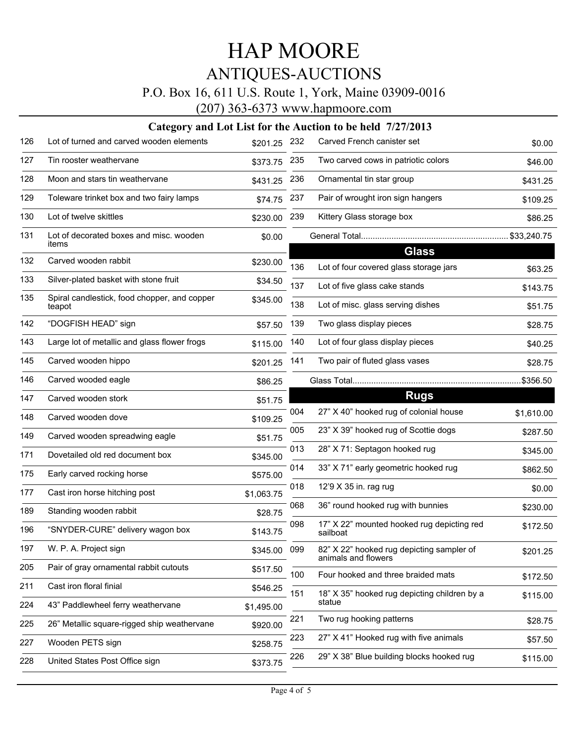# HAP MOORE

## ANTIQUES-AUCTIONS

P.O. Box 16, 611 U.S. Route 1, York, Maine 03909-0016

(207) 363-6373 www.hapmoore.com

### Category and Lot List for the Auction to be held 7/27/2013

| Lot | Description | Price |
|---|---|---|
| 126 | Lot of turned and carved wooden elements | $201.25 |
| 127 | Tin rooster weathervane | $373.75 |
| 128 | Moon and stars tin weathervane | $431.25 |
| 129 | Toleware trinket box and two fairy lamps | $74.75 |
| 130 | Lot of twelve skittles | $230.00 |
| 131 | Lot of decorated boxes and misc. wooden items | $0.00 |
| 132 | Carved wooden rabbit | $230.00 |
| 133 | Silver-plated basket with stone fruit | $34.50 |
| 135 | Spiral candlestick, food chopper, and copper teapot | $345.00 |
| 142 | "DOGFISH HEAD" sign | $57.50 |
| 143 | Large lot of metallic and glass flower frogs | $115.00 |
| 145 | Carved wooden hippo | $201.25 |
| 146 | Carved wooded eagle | $86.25 |
| 147 | Carved wooden stork | $51.75 |
| 148 | Carved wooden dove | $109.25 |
| 149 | Carved wooden spreadwing eagle | $51.75 |
| 171 | Dovetailed old red document box | $345.00 |
| 175 | Early carved rocking horse | $575.00 |
| 177 | Cast iron horse hitching post | $1,063.75 |
| 189 | Standing wooden rabbit | $28.75 |
| 196 | "SNYDER-CURE" delivery wagon box | $143.75 |
| 197 | W. P. A. Project sign | $345.00 |
| 205 | Pair of gray ornamental rabbit cutouts | $517.50 |
| 211 | Cast iron floral finial | $546.25 |
| 224 | 43" Paddlewheel ferry weathervane | $1,495.00 |
| 225 | 26" Metallic square-rigged ship weathervane | $920.00 |
| 227 | Wooden PETS sign | $258.75 |
| 228 | United States Post Office sign | $373.75 |
| 232 | Carved French canister set | $0.00 |
| 235 | Two carved cows in patriotic colors | $46.00 |
| 236 | Ornamental tin star group | $431.25 |
| 237 | Pair of wrought iron sign hangers | $109.25 |
| 239 | Kittery Glass storage box | $86.25 |

General Total............................................................. $33,240.75

## Glass

| Lot | Description | Price |
|---|---|---|
| 136 | Lot of four covered glass storage jars | $63.25 |
| 137 | Lot of five glass cake stands | $143.75 |
| 138 | Lot of misc. glass serving dishes | $51.75 |
| 139 | Two glass display pieces | $28.75 |
| 140 | Lot of four glass display pieces | $40.25 |
| 141 | Two pair of fluted glass vases | $28.75 |

Glass Total.......................................................................$356.50

## Rugs

| Lot | Description | Price |
|---|---|---|
| 004 | 27" X 40" hooked rug of colonial house | $1,610.00 |
| 005 | 23" X 39" hooked rug of Scottie dogs | $287.50 |
| 013 | 28" X 71: Septagon hooked rug | $345.00 |
| 014 | 33" X 71" early geometric hooked rug | $862.50 |
| 018 | 12'9 X 35 in. rag rug | $0.00 |
| 068 | 36" round hooked rug with bunnies | $230.00 |
| 098 | 17" X 22" mounted hooked rug depicting red sailboat | $172.50 |
| 099 | 82" X 22" hooked rug depicting sampler of animals and flowers | $201.25 |
| 100 | Four hooked and three braided mats | $172.50 |
| 151 | 18" X 35" hooked rug depicting children by a statue | $115.00 |
| 221 | Two rug hooking patterns | $28.75 |
| 223 | 27" X 41" Hooked rug with five animals | $57.50 |
| 226 | 29" X 38" Blue building blocks hooked rug | $115.00 |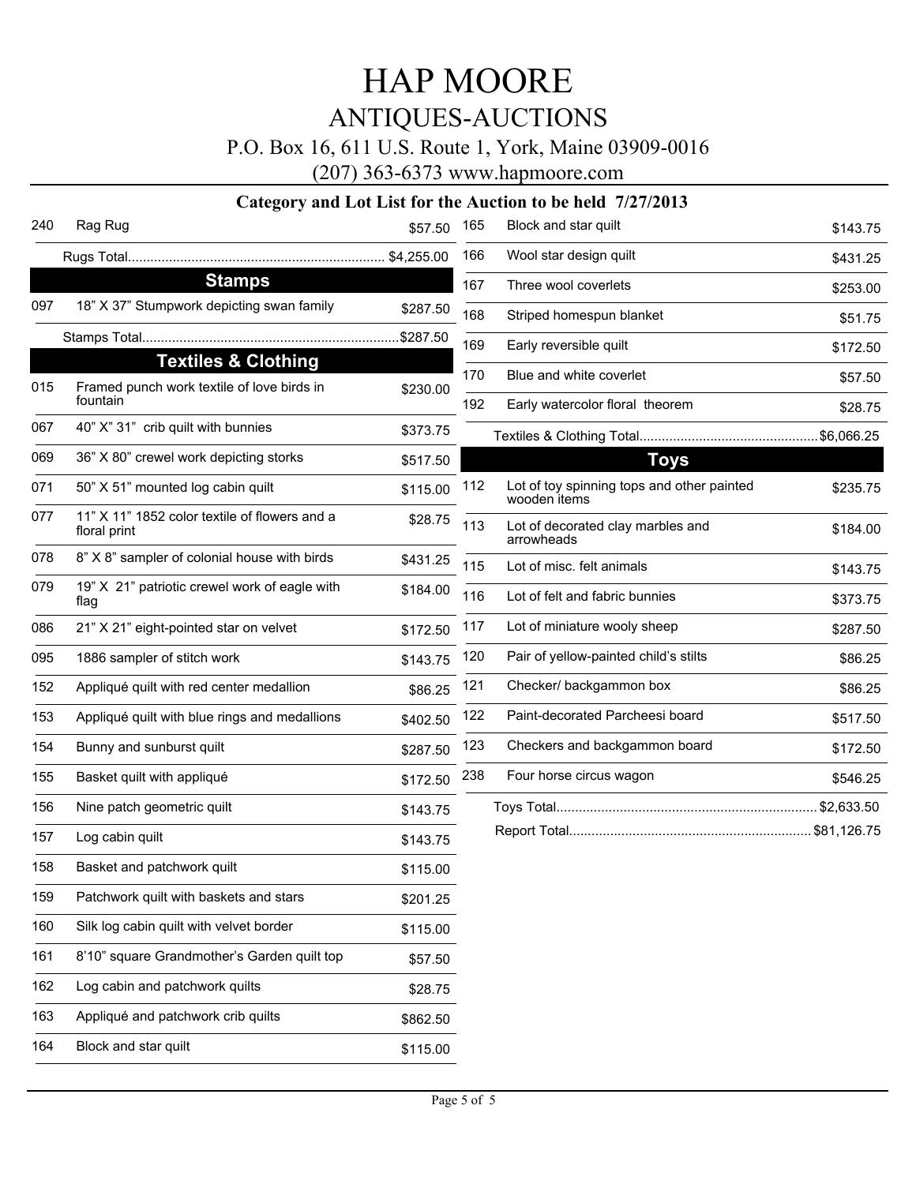# HAP MOORE

## ANTIQUES-AUCTIONS

P.O. Box 16, 611 U.S. Route 1, York, Maine 03909-0016

(207) 363-6373 www.hapmoore.com

### Category and Lot List for the Auction to be held 7/27/2013

| | | |
|---|---|---|
| 240 | Rag Rug | $57.50 |
| | Rugs Total | $4,255.00 |

### Stamps

| | | |
|---|---|---|
| 097 | 18" X 37" Stumpwork depicting swan family | $287.50 |
| | Stamps Total | $287.50 |

### Textiles & Clothing

| | | |
|---|---|---|
| 015 | Framed punch work textile of love birds in fountain | $230.00 |
| 067 | 40" X" 31" crib quilt with bunnies | $373.75 |
| 069 | 36" X 80" crewel work depicting storks | $517.50 |
| 071 | 50" X 51" mounted log cabin quilt | $115.00 |
| 077 | 11" X 11" 1852 color textile of flowers and a floral print | $28.75 |
| 078 | 8" X 8" sampler of colonial house with birds | $431.25 |
| 079 | 19" X 21" patriotic crewel work of eagle with flag | $184.00 |
| 086 | 21" X 21" eight-pointed star on velvet | $172.50 |
| 095 | 1886 sampler of stitch work | $143.75 |
| 152 | Appliqué quilt with red center medallion | $86.25 |
| 153 | Appliqué quilt with blue rings and medallions | $402.50 |
| 154 | Bunny and sunburst quilt | $287.50 |
| 155 | Basket quilt with appliqué | $172.50 |
| 156 | Nine patch geometric quilt | $143.75 |
| 157 | Log cabin quilt | $143.75 |
| 158 | Basket and patchwork quilt | $115.00 |
| 159 | Patchwork quilt with baskets and stars | $201.25 |
| 160 | Silk log cabin quilt with velvet border | $115.00 |
| 161 | 8'10" square Grandmother's Garden quilt top | $57.50 |
| 162 | Log cabin and patchwork quilts | $28.75 |
| 163 | Appliqué and patchwork crib quilts | $862.50 |
| 164 | Block and star quilt | $115.00 |
| 165 | Block and star quilt | $143.75 |
| 166 | Wool star design quilt | $431.25 |
| 167 | Three wool coverlets | $253.00 |
| 168 | Striped homespun blanket | $51.75 |
| 169 | Early reversible quilt | $172.50 |
| 170 | Blue and white coverlet | $57.50 |
| 192 | Early watercolor floral theorem | $28.75 |
| | Textiles & Clothing Total | $6,066.25 |

### Toys

| | | |
|---|---|---|
| 112 | Lot of toy spinning tops and other painted wooden items | $235.75 |
| 113 | Lot of decorated clay marbles and arrowheads | $184.00 |
| 115 | Lot of misc. felt animals | $143.75 |
| 116 | Lot of felt and fabric bunnies | $373.75 |
| 117 | Lot of miniature wooly sheep | $287.50 |
| 120 | Pair of yellow-painted child's stilts | $86.25 |
| 121 | Checker/ backgammon box | $86.25 |
| 122 | Paint-decorated Parcheesi board | $517.50 |
| 123 | Checkers and backgammon board | $172.50 |
| 238 | Four horse circus wagon | $546.25 |
| | Toys Total | $2,633.50 |
| | Report Total | $81,126.75 |